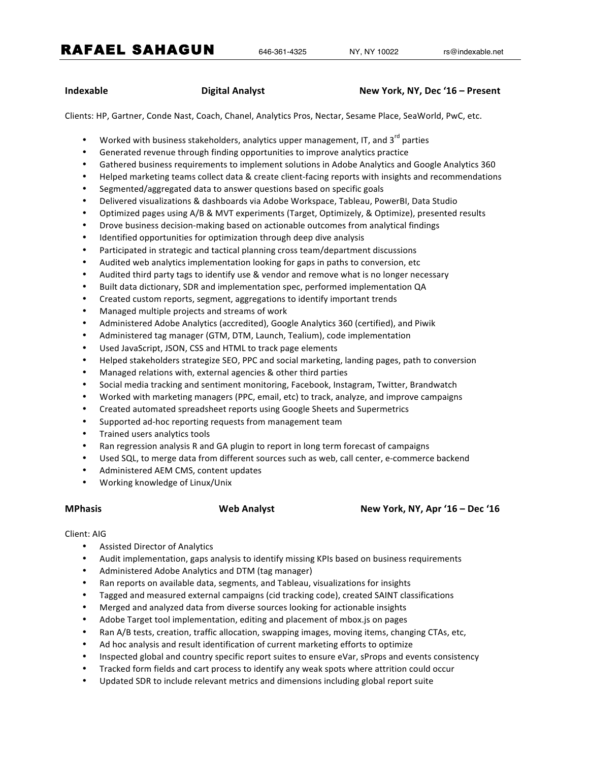# RAFAEL SAHAGUN

646-361-4325 | NY, NY 10022 | rs@indexable.net

**Indexable** | **Digital Analyst** | **New York, NY, Dec '16 – Present**

Clients: HP, Gartner, Conde Nast, Coach, Chanel, Analytics Pros, Nectar, Sesame Place, SeaWorld, PwC, etc.

- Worked with business stakeholders, analytics upper management, IT, and 3rd parties
- Generated revenue through finding opportunities to improve analytics practice
- Gathered business requirements to implement solutions in Adobe Analytics and Google Analytics 360
- Helped marketing teams collect data & create client-facing reports with insights and recommendations
- Segmented/aggregated data to answer questions based on specific goals
- Delivered visualizations & dashboards via Adobe Workspace, Tableau, PowerBI, Data Studio
- Optimized pages using A/B & MVT experiments (Target, Optimizely, & Optimize), presented results
- Drove business decision-making based on actionable outcomes from analytical findings
- Identified opportunities for optimization through deep dive analysis
- Participated in strategic and tactical planning cross team/department discussions
- Audited web analytics implementation looking for gaps in paths to conversion, etc
- Audited third party tags to identify use & vendor and remove what is no longer necessary
- Built data dictionary, SDR and implementation spec, performed implementation QA
- Created custom reports, segment, aggregations to identify important trends
- Managed multiple projects and streams of work
- Administered Adobe Analytics (accredited), Google Analytics 360 (certified), and Piwik
- Administered tag manager (GTM, DTM, Launch, Tealium), code implementation
- Used JavaScript, JSON, CSS and HTML to track page elements
- Helped stakeholders strategize SEO, PPC and social marketing, landing pages, path to conversion
- Managed relations with, external agencies & other third parties
- Social media tracking and sentiment monitoring, Facebook, Instagram, Twitter, Brandwatch
- Worked with marketing managers (PPC, email, etc) to track, analyze, and improve campaigns
- Created automated spreadsheet reports using Google Sheets and Supermetrics
- Supported ad-hoc reporting requests from management team
- Trained users analytics tools
- Ran regression analysis R and GA plugin to report in long term forecast of campaigns
- Used SQL, to merge data from different sources such as web, call center, e-commerce backend
- Administered AEM CMS, content updates
- Working knowledge of Linux/Unix

**MPhasis** | **Web Analyst** | **New York, NY, Apr '16 – Dec '16**

Client: AIG

- Assisted Director of Analytics
- Audit implementation, gaps analysis to identify missing KPIs based on business requirements
- Administered Adobe Analytics and DTM (tag manager)
- Ran reports on available data, segments, and Tableau, visualizations for insights
- Tagged and measured external campaigns (cid tracking code), created SAINT classifications
- Merged and analyzed data from diverse sources looking for actionable insights
- Adobe Target tool implementation, editing and placement of mbox.js on pages
- Ran A/B tests, creation, traffic allocation, swapping images, moving items, changing CTAs, etc,
- Ad hoc analysis and result identification of current marketing efforts to optimize
- Inspected global and country specific report suites to ensure eVar, sProps and events consistency
- Tracked form fields and cart process to identify any weak spots where attrition could occur
- Updated SDR to include relevant metrics and dimensions including global report suite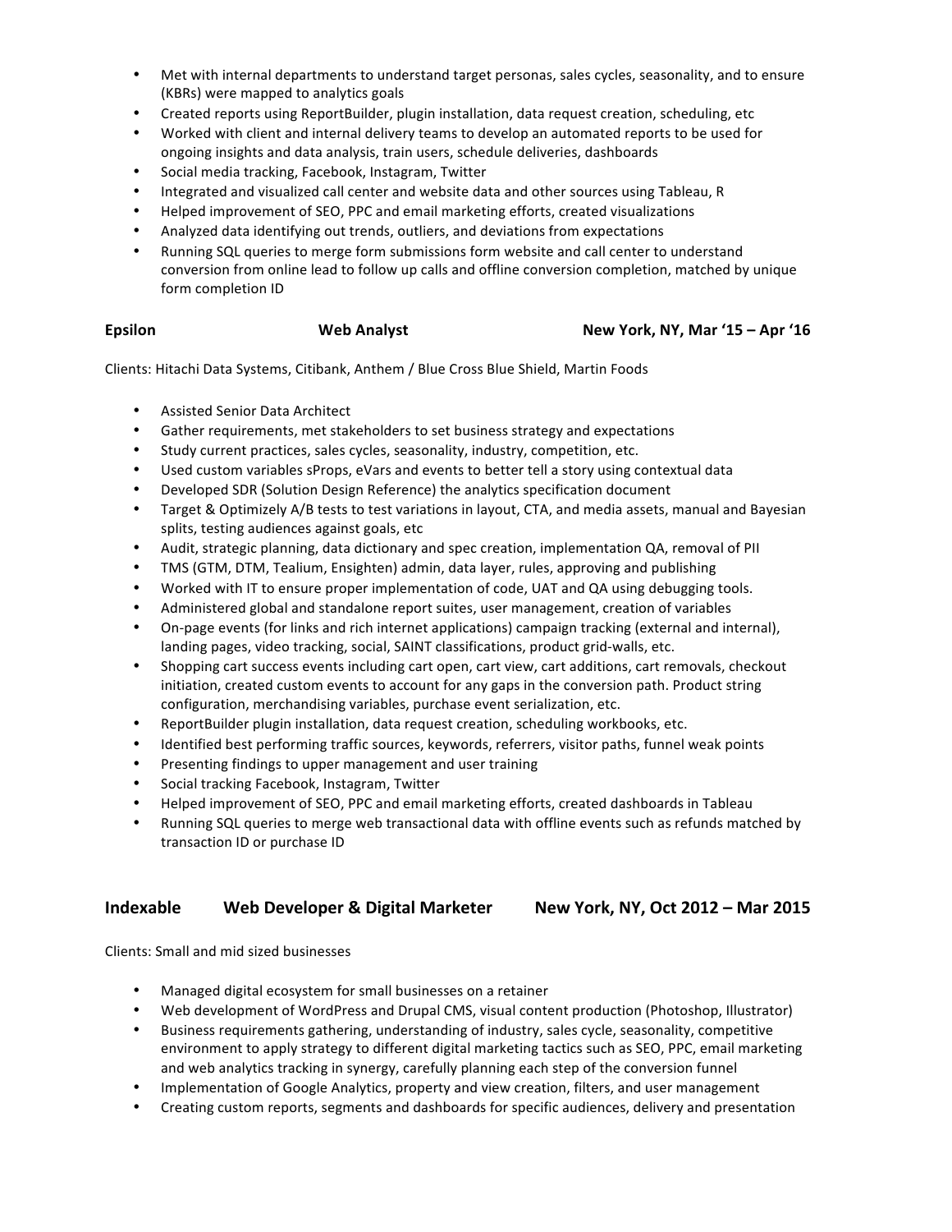- Met with internal departments to understand target personas, sales cycles, seasonality, and to ensure (KBRs) were mapped to analytics goals
- Created reports using ReportBuilder, plugin installation, data request creation, scheduling, etc
- Worked with client and internal delivery teams to develop an automated reports to be used for ongoing insights and data analysis, train users, schedule deliveries, dashboards
- Social media tracking, Facebook, Instagram, Twitter
- Integrated and visualized call center and website data and other sources using Tableau, R
- Helped improvement of SEO, PPC and email marketing efforts, created visualizations
- Analyzed data identifying out trends, outliers, and deviations from expectations
- Running SQL queries to merge form submissions form website and call center to understand conversion from online lead to follow up calls and offline conversion completion, matched by unique form completion ID

**Epsilon** **Web Analyst** **New York, NY, Mar '15 – Apr '16**

Clients: Hitachi Data Systems, Citibank, Anthem / Blue Cross Blue Shield, Martin Foods

- Assisted Senior Data Architect
- Gather requirements, met stakeholders to set business strategy and expectations
- Study current practices, sales cycles, seasonality, industry, competition, etc.
- Used custom variables sProps, eVars and events to better tell a story using contextual data
- Developed SDR (Solution Design Reference) the analytics specification document
- Target & Optimizely A/B tests to test variations in layout, CTA, and media assets, manual and Bayesian splits, testing audiences against goals, etc
- Audit, strategic planning, data dictionary and spec creation, implementation QA, removal of PII
- TMS (GTM, DTM, Tealium, Ensighten) admin, data layer, rules, approving and publishing
- Worked with IT to ensure proper implementation of code, UAT and QA using debugging tools.
- Administered global and standalone report suites, user management, creation of variables
- On-page events (for links and rich internet applications) campaign tracking (external and internal), landing pages, video tracking, social, SAINT classifications, product grid-walls, etc.
- Shopping cart success events including cart open, cart view, cart additions, cart removals, checkout initiation, created custom events to account for any gaps in the conversion path. Product string configuration, merchandising variables, purchase event serialization, etc.
- ReportBuilder plugin installation, data request creation, scheduling workbooks, etc.
- Identified best performing traffic sources, keywords, referrers, visitor paths, funnel weak points
- Presenting findings to upper management and user training
- Social tracking Facebook, Instagram, Twitter
- Helped improvement of SEO, PPC and email marketing efforts, created dashboards in Tableau
- Running SQL queries to merge web transactional data with offline events such as refunds matched by transaction ID or purchase ID

## **Indexable** **Web Developer & Digital Marketer** **New York, NY, Oct 2012 – Mar 2015**

Clients: Small and mid sized businesses

- Managed digital ecosystem for small businesses on a retainer
- Web development of WordPress and Drupal CMS, visual content production (Photoshop, Illustrator)
- Business requirements gathering, understanding of industry, sales cycle, seasonality, competitive environment to apply strategy to different digital marketing tactics such as SEO, PPC, email marketing and web analytics tracking in synergy, carefully planning each step of the conversion funnel
- Implementation of Google Analytics, property and view creation, filters, and user management
- Creating custom reports, segments and dashboards for specific audiences, delivery and presentation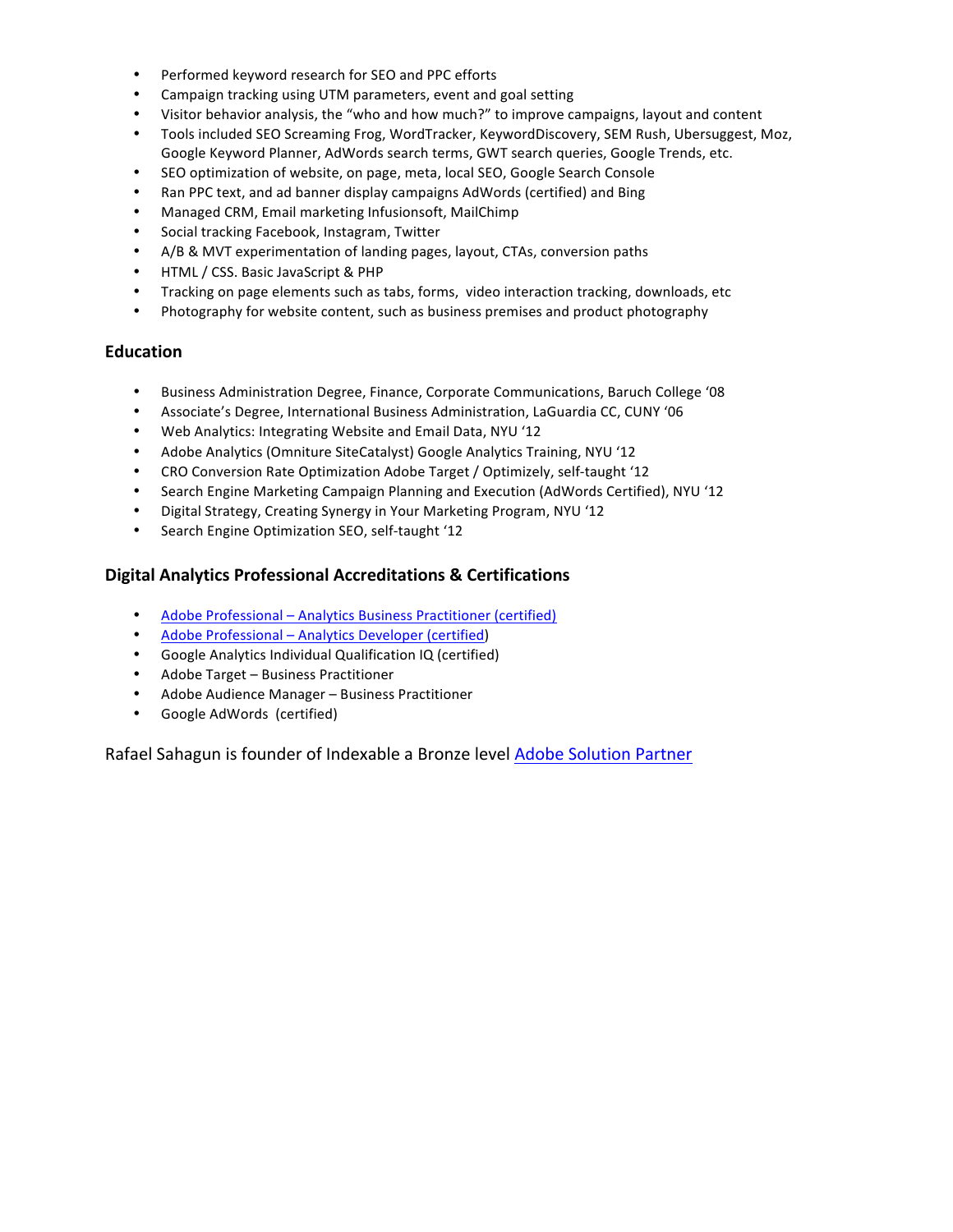- Performed keyword research for SEO and PPC efforts
- Campaign tracking using UTM parameters, event and goal setting
- Visitor behavior analysis, the "who and how much?" to improve campaigns, layout and content
- Tools included SEO Screaming Frog, WordTracker, KeywordDiscovery, SEM Rush, Ubersuggest, Moz, Google Keyword Planner, AdWords search terms, GWT search queries, Google Trends, etc.
- SEO optimization of website, on page, meta, local SEO, Google Search Console
- Ran PPC text, and ad banner display campaigns AdWords (certified) and Bing
- Managed CRM, Email marketing Infusionsoft, MailChimp
- Social tracking Facebook, Instagram, Twitter
- A/B & MVT experimentation of landing pages, layout, CTAs, conversion paths
- HTML / CSS. Basic JavaScript & PHP
- Tracking on page elements such as tabs, forms, video interaction tracking, downloads, etc
- Photography for website content, such as business premises and product photography

## Education

- Business Administration Degree, Finance, Corporate Communications, Baruch College '08
- Associate's Degree, International Business Administration, LaGuardia CC, CUNY '06
- Web Analytics: Integrating Website and Email Data, NYU '12
- Adobe Analytics (Omniture SiteCatalyst) Google Analytics Training, NYU '12
- CRO Conversion Rate Optimization Adobe Target / Optimizely, self-taught '12
- Search Engine Marketing Campaign Planning and Execution (AdWords Certified), NYU '12
- Digital Strategy, Creating Synergy in Your Marketing Program, NYU '12
- Search Engine Optimization SEO, self-taught '12

## Digital Analytics Professional Accreditations & Certifications

- Adobe Professional – Analytics Business Practitioner (certified)
- Adobe Professional – Analytics Developer (certified)
- Google Analytics Individual Qualification IQ (certified)
- Adobe Target – Business Practitioner
- Adobe Audience Manager – Business Practitioner
- Google AdWords (certified)

Rafael Sahagun is founder of Indexable a Bronze level Adobe Solution Partner